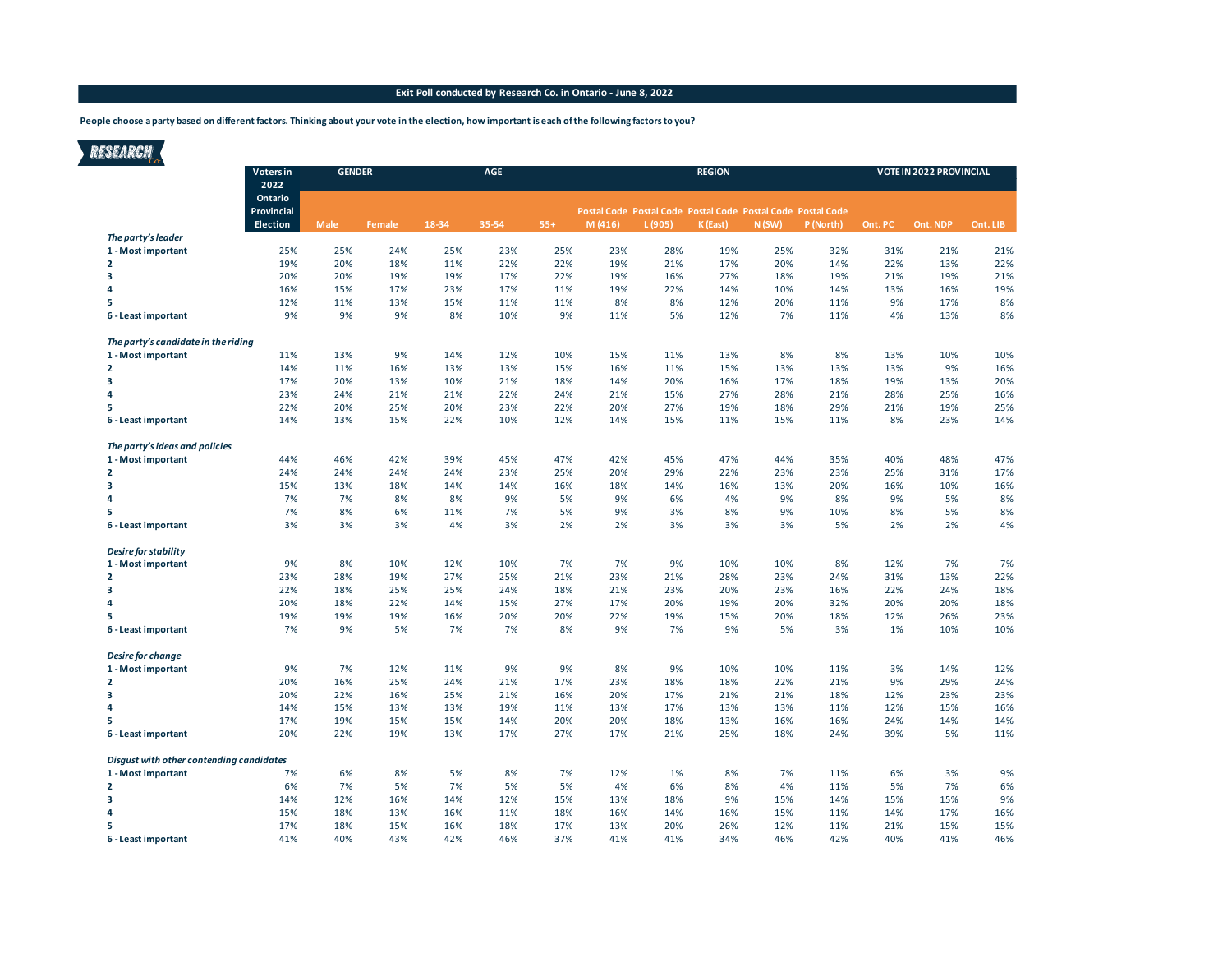**Exit Poll conducted by Research Co. in Ontario - June 8, 2022**

**People choose a party based on different factors. Thinking about your vote in the election, how important is each of the following factors to you?**

| | Voters in 2022 Ontario Provincial Election | GENDER | | AGE | | | REGION | | | | | VOTE IN 2022 PROVINCIAL | | |
|---|---|---|---|---|---|---|---|---|---|---|---|---|---|---|
| | | Male | Female | 18-34 | 35-54 | 55+ | Postal Code M (416) | Postal Code L (905) | Postal Code K (East) | Postal Code N (SW) | Postal Code P (North) | Ont. PC | Ont. NDP | Ont. LIB |
| ***The party's leader*** | | | | | | | | | | | | | | |
| **1 - Most important** | 25% | 25% | 24% | 25% | 23% | 25% | 23% | 28% | 19% | 25% | 32% | 31% | 21% | 21% |
| **2** | 19% | 20% | 18% | 11% | 22% | 22% | 19% | 21% | 17% | 20% | 14% | 22% | 13% | 22% |
| **3** | 20% | 20% | 19% | 19% | 17% | 22% | 19% | 16% | 27% | 18% | 19% | 21% | 19% | 21% |
| **4** | 16% | 15% | 17% | 23% | 17% | 11% | 19% | 22% | 14% | 10% | 14% | 13% | 16% | 19% |
| **5** | 12% | 11% | 13% | 15% | 11% | 11% | 8% | 8% | 12% | 20% | 11% | 9% | 17% | 8% |
| **6 - Least important** | 9% | 9% | 9% | 8% | 10% | 9% | 11% | 5% | 12% | 7% | 11% | 4% | 13% | 8% |
| ***The party's candidate in the riding*** | | | | | | | | | | | | | | |
| **1 - Most important** | 11% | 13% | 9% | 14% | 12% | 10% | 15% | 11% | 13% | 8% | 8% | 13% | 10% | 10% |
| **2** | 14% | 11% | 16% | 13% | 13% | 15% | 16% | 11% | 15% | 13% | 13% | 13% | 9% | 16% |
| **3** | 17% | 20% | 13% | 10% | 21% | 18% | 14% | 20% | 16% | 17% | 18% | 19% | 13% | 20% |
| **4** | 23% | 24% | 21% | 21% | 22% | 24% | 21% | 15% | 27% | 28% | 21% | 28% | 25% | 16% |
| **5** | 22% | 20% | 25% | 20% | 23% | 22% | 20% | 27% | 19% | 18% | 29% | 21% | 19% | 25% |
| **6 - Least important** | 14% | 13% | 15% | 22% | 10% | 12% | 14% | 15% | 11% | 15% | 11% | 8% | 23% | 14% |
| ***The party's ideas and policies*** | | | | | | | | | | | | | | |
| **1 - Most important** | 44% | 46% | 42% | 39% | 45% | 47% | 42% | 45% | 47% | 44% | 35% | 40% | 48% | 47% |
| **2** | 24% | 24% | 24% | 24% | 23% | 25% | 20% | 29% | 22% | 23% | 23% | 25% | 31% | 17% |
| **3** | 15% | 13% | 18% | 14% | 14% | 16% | 18% | 14% | 16% | 13% | 20% | 16% | 10% | 16% |
| **4** | 7% | 7% | 8% | 8% | 9% | 5% | 9% | 6% | 4% | 9% | 8% | 9% | 5% | 8% |
| **5** | 7% | 8% | 6% | 11% | 7% | 5% | 9% | 3% | 8% | 9% | 10% | 8% | 5% | 8% |
| **6 - Least important** | 3% | 3% | 3% | 4% | 3% | 2% | 2% | 3% | 3% | 3% | 5% | 2% | 2% | 4% |
| ***Desire for stability*** | | | | | | | | | | | | | | |
| **1 - Most important** | 9% | 8% | 10% | 12% | 10% | 7% | 7% | 9% | 10% | 10% | 8% | 12% | 7% | 7% |
| **2** | 23% | 28% | 19% | 27% | 25% | 21% | 23% | 21% | 28% | 23% | 24% | 31% | 13% | 22% |
| **3** | 22% | 18% | 25% | 25% | 24% | 18% | 21% | 23% | 20% | 23% | 16% | 22% | 24% | 18% |
| **4** | 20% | 18% | 22% | 14% | 15% | 27% | 17% | 20% | 19% | 20% | 32% | 20% | 20% | 18% |
| **5** | 19% | 19% | 19% | 16% | 20% | 20% | 22% | 19% | 15% | 20% | 18% | 12% | 26% | 23% |
| **6 - Least important** | 7% | 9% | 5% | 7% | 7% | 8% | 9% | 7% | 9% | 5% | 3% | 1% | 10% | 10% |
| ***Desire for change*** | | | | | | | | | | | | | | |
| **1 - Most important** | 9% | 7% | 12% | 11% | 9% | 9% | 8% | 9% | 10% | 10% | 11% | 3% | 14% | 12% |
| **2** | 20% | 16% | 25% | 24% | 21% | 17% | 23% | 18% | 18% | 22% | 21% | 9% | 29% | 24% |
| **3** | 20% | 22% | 16% | 25% | 21% | 16% | 20% | 17% | 21% | 21% | 18% | 12% | 23% | 23% |
| **4** | 14% | 15% | 13% | 13% | 19% | 11% | 13% | 17% | 13% | 13% | 11% | 12% | 15% | 16% |
| **5** | 17% | 19% | 15% | 15% | 14% | 20% | 20% | 18% | 13% | 16% | 16% | 24% | 14% | 14% |
| **6 - Least important** | 20% | 22% | 19% | 13% | 17% | 27% | 17% | 21% | 25% | 18% | 24% | 39% | 5% | 11% |
| ***Disgust with other contending candidates*** | | | | | | | | | | | | | | |
| **1 - Most important** | 7% | 6% | 8% | 5% | 8% | 7% | 12% | 1% | 8% | 7% | 11% | 6% | 3% | 9% |
| **2** | 6% | 7% | 5% | 7% | 5% | 5% | 4% | 6% | 8% | 4% | 11% | 5% | 7% | 6% |
| **3** | 14% | 12% | 16% | 14% | 12% | 15% | 13% | 18% | 9% | 15% | 14% | 15% | 15% | 9% |
| **4** | 15% | 18% | 13% | 16% | 11% | 18% | 16% | 14% | 16% | 15% | 11% | 14% | 17% | 16% |
| **5** | 17% | 18% | 15% | 16% | 18% | 17% | 13% | 20% | 26% | 12% | 11% | 21% | 15% | 15% |
| **6 - Least important** | 41% | 40% | 43% | 42% | 46% | 37% | 41% | 41% | 34% | 46% | 42% | 40% | 41% | 46% |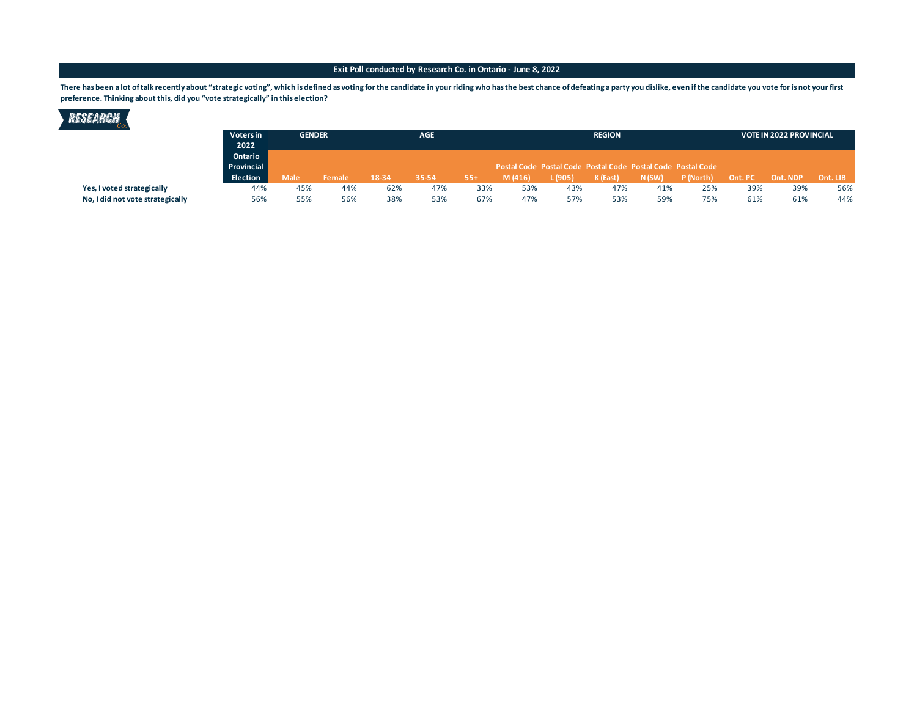**Exit Poll conducted by Research Co. in Ontario - June 8, 2022**

**There has been a lot of talk recently about "strategic voting", which is defined as voting for the candidate in your riding who has the best chance of defeating a party you dislike, even if the candidate you vote for is not your first preference. Thinking about this, did you "vote strategically" in this election?**

| | Voters in 2022 Ontario Provincial Election | GENDER | | AGE | | | REGION | | | | | VOTE IN 2022 PROVINCIAL | | |
|---|---|---|---|---|---|---|---|---|---|---|---|---|---|---|
| | | Male | Female | 18-34 | 35-54 | 55+ | Postal Code M (416) | Postal Code L (905) | Postal Code K (East) | Postal Code N (SW) | Postal Code P (North) | Ont. PC | Ont. NDP | Ont. LIB |
| **Yes, I voted strategically** | 44% | 45% | 44% | 62% | 47% | 33% | 53% | 43% | 47% | 41% | 25% | 39% | 39% | 56% |
| **No, I did not vote strategically** | 56% | 55% | 56% | 38% | 53% | 67% | 47% | 57% | 53% | 59% | 75% | 61% | 61% | 44% |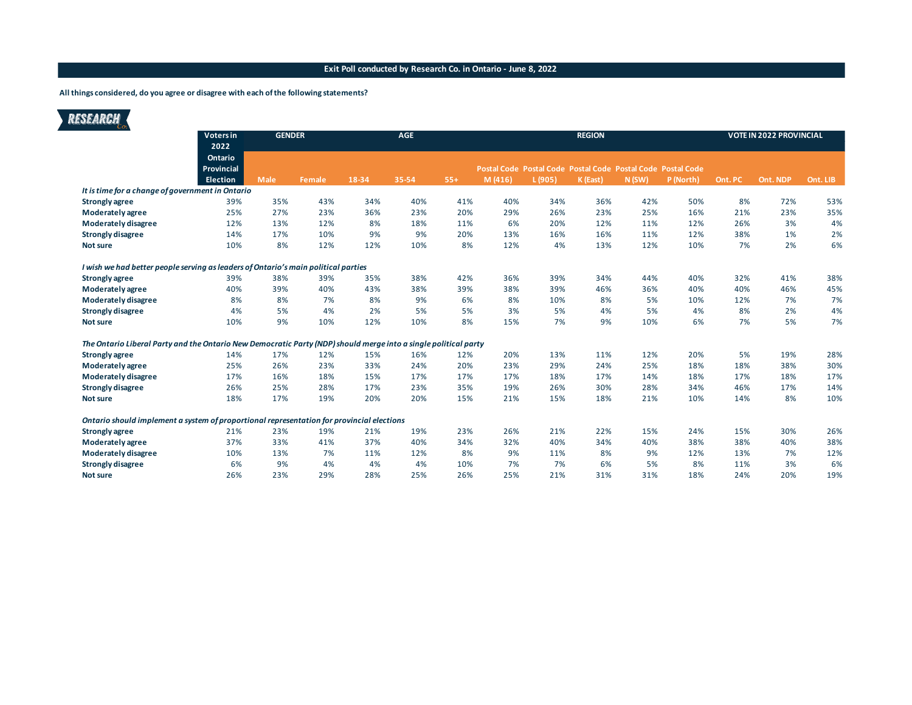**Exit Poll conducted by Research Co. in Ontario - June 8, 2022**

**All things considered, do you agree or disagree with each of the following statements?**

| | Voters in 2022 Ontario Provincial Election | GENDER | | AGE | | | REGION | | | | | VOTE IN 2022 PROVINCIAL | | |
|---|---|---|---|---|---|---|---|---|---|---|---|---|---|---|
| | | Male | Female | 18-34 | 35-54 | 55+ | Postal Code M (416) | Postal Code L (905) | Postal Code K (East) | Postal Code N (SW) | Postal Code P (North) | Ont. PC | Ont. NDP | Ont. LIB |
| ***It is time for a change of government in Ontario*** | | | | | | | | | | | | | | |
| **Strongly agree** | 39% | 35% | 43% | 34% | 40% | 41% | 40% | 34% | 36% | 42% | 50% | 8% | 72% | 53% |
| **Moderately agree** | 25% | 27% | 23% | 36% | 23% | 20% | 29% | 26% | 23% | 25% | 16% | 21% | 23% | 35% |
| **Moderately disagree** | 12% | 13% | 12% | 8% | 18% | 11% | 6% | 20% | 12% | 11% | 12% | 26% | 3% | 4% |
| **Strongly disagree** | 14% | 17% | 10% | 9% | 9% | 20% | 13% | 16% | 16% | 11% | 12% | 38% | 1% | 2% |
| **Not sure** | 10% | 8% | 12% | 12% | 10% | 8% | 12% | 4% | 13% | 12% | 10% | 7% | 2% | 6% |
| ***I wish we had better people serving as leaders of Ontario's main political parties*** | | | | | | | | | | | | | | |
| **Strongly agree** | 39% | 38% | 39% | 35% | 38% | 42% | 36% | 39% | 34% | 44% | 40% | 32% | 41% | 38% |
| **Moderately agree** | 40% | 39% | 40% | 43% | 38% | 39% | 38% | 39% | 46% | 36% | 40% | 40% | 46% | 45% |
| **Moderately disagree** | 8% | 8% | 7% | 8% | 9% | 6% | 8% | 10% | 8% | 5% | 10% | 12% | 7% | 7% |
| **Strongly disagree** | 4% | 5% | 4% | 2% | 5% | 5% | 3% | 5% | 4% | 5% | 4% | 8% | 2% | 4% |
| **Not sure** | 10% | 9% | 10% | 12% | 10% | 8% | 15% | 7% | 9% | 10% | 6% | 7% | 5% | 7% |
| ***The Ontario Liberal Party and the Ontario New Democratic Party (NDP) should merge into a single political party*** | | | | | | | | | | | | | | |
| **Strongly agree** | 14% | 17% | 12% | 15% | 16% | 12% | 20% | 13% | 11% | 12% | 20% | 5% | 19% | 28% |
| **Moderately agree** | 25% | 26% | 23% | 33% | 24% | 20% | 23% | 29% | 24% | 25% | 18% | 18% | 38% | 30% |
| **Moderately disagree** | 17% | 16% | 18% | 15% | 17% | 17% | 17% | 18% | 17% | 14% | 18% | 17% | 18% | 17% |
| **Strongly disagree** | 26% | 25% | 28% | 17% | 23% | 35% | 19% | 26% | 30% | 28% | 34% | 46% | 17% | 14% |
| **Not sure** | 18% | 17% | 19% | 20% | 20% | 15% | 21% | 15% | 18% | 21% | 10% | 14% | 8% | 10% |
| ***Ontario should implement a system of proportional representation for provincial elections*** | | | | | | | | | | | | | | |
| **Strongly agree** | 21% | 23% | 19% | 21% | 19% | 23% | 26% | 21% | 22% | 15% | 24% | 15% | 30% | 26% |
| **Moderately agree** | 37% | 33% | 41% | 37% | 40% | 34% | 32% | 40% | 34% | 40% | 38% | 38% | 40% | 38% |
| **Moderately disagree** | 10% | 13% | 7% | 11% | 12% | 8% | 9% | 11% | 8% | 9% | 12% | 13% | 7% | 12% |
| **Strongly disagree** | 6% | 9% | 4% | 4% | 4% | 10% | 7% | 7% | 6% | 5% | 8% | 11% | 3% | 6% |
| **Not sure** | 26% | 23% | 29% | 28% | 25% | 26% | 25% | 21% | 31% | 31% | 18% | 24% | 20% | 19% |